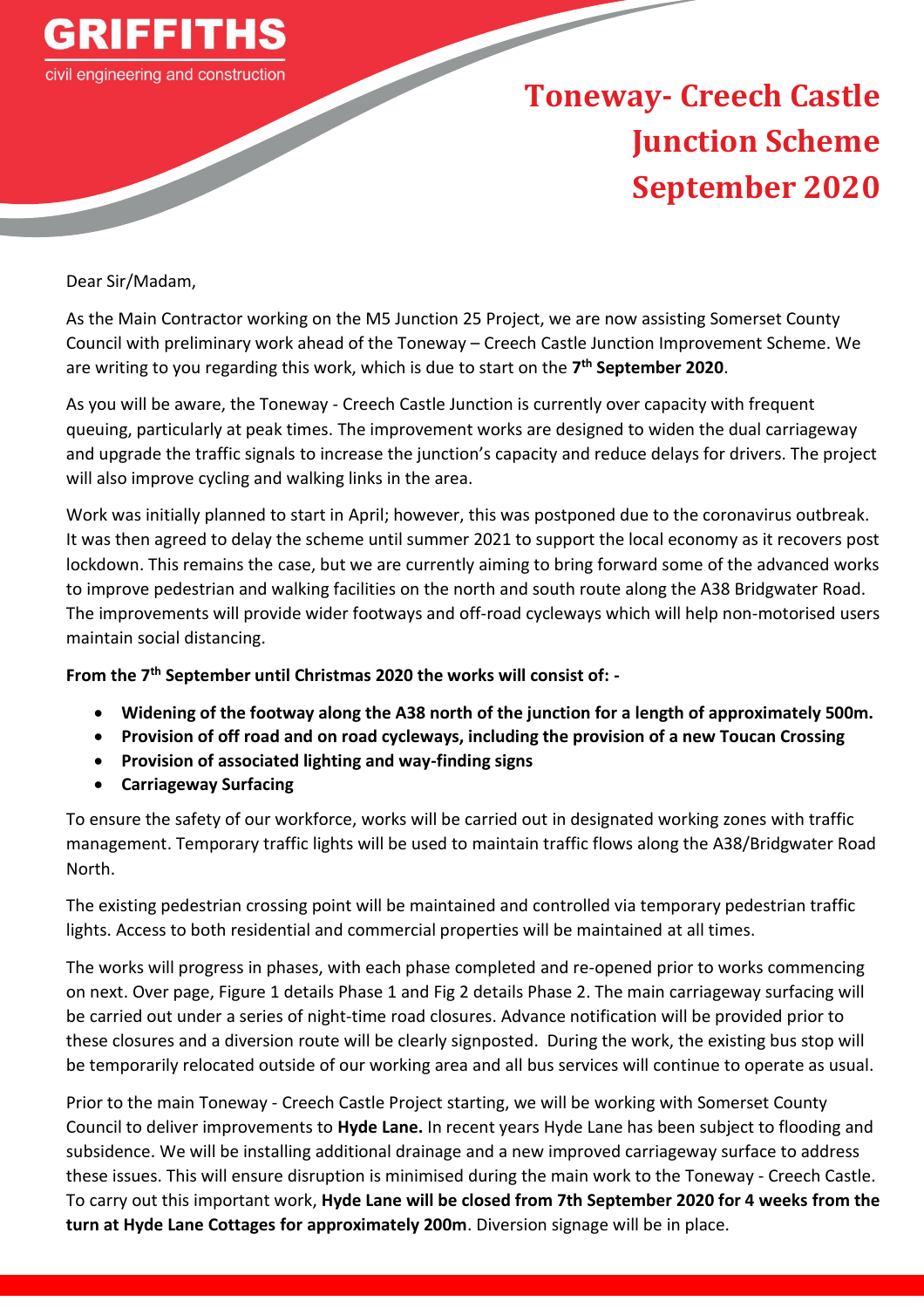**GRIFFITHS**

civil engineering and construction

# Toneway- Creech Castle Junction Scheme September 2020

Dear Sir/Madam,

As the Main Contractor working on the M5 Junction 25 Project, we are now assisting Somerset County Council with preliminary work ahead of the Toneway – Creech Castle Junction Improvement Scheme. We are writing to you regarding this work, which is due to start on the **7th September 2020**.

As you will be aware, the Toneway - Creech Castle Junction is currently over capacity with frequent queuing, particularly at peak times. The improvement works are designed to widen the dual carriageway and upgrade the traffic signals to increase the junction's capacity and reduce delays for drivers. The project will also improve cycling and walking links in the area.

Work was initially planned to start in April; however, this was postponed due to the coronavirus outbreak. It was then agreed to delay the scheme until summer 2021 to support the local economy as it recovers post lockdown. This remains the case, but we are currently aiming to bring forward some of the advanced works to improve pedestrian and walking facilities on the north and south route along the A38 Bridgwater Road. The improvements will provide wider footways and off-road cycleways which will help non-motorised users maintain social distancing.

**From the 7th September until Christmas 2020 the works will consist of: -**

- **Widening of the footway along the A38 north of the junction for a length of approximately 500m.**
- **Provision of off road and on road cycleways, including the provision of a new Toucan Crossing**
- **Provision of associated lighting and way-finding signs**
- **Carriageway Surfacing**

To ensure the safety of our workforce, works will be carried out in designated working zones with traffic management. Temporary traffic lights will be used to maintain traffic flows along the A38/Bridgwater Road North.

The existing pedestrian crossing point will be maintained and controlled via temporary pedestrian traffic lights. Access to both residential and commercial properties will be maintained at all times.

The works will progress in phases, with each phase completed and re-opened prior to works commencing on next. Over page, Figure 1 details Phase 1 and Fig 2 details Phase 2. The main carriageway surfacing will be carried out under a series of night-time road closures. Advance notification will be provided prior to these closures and a diversion route will be clearly signposted. During the work, the existing bus stop will be temporarily relocated outside of our working area and all bus services will continue to operate as usual.

Prior to the main Toneway - Creech Castle Project starting, we will be working with Somerset County Council to deliver improvements to **Hyde Lane.** In recent years Hyde Lane has been subject to flooding and subsidence. We will be installing additional drainage and a new improved carriageway surface to address these issues. This will ensure disruption is minimised during the main work to the Toneway - Creech Castle. To carry out this important work, **Hyde Lane will be closed from 7th September 2020 for 4 weeks from the turn at Hyde Lane Cottages for approximately 200m**. Diversion signage will be in place.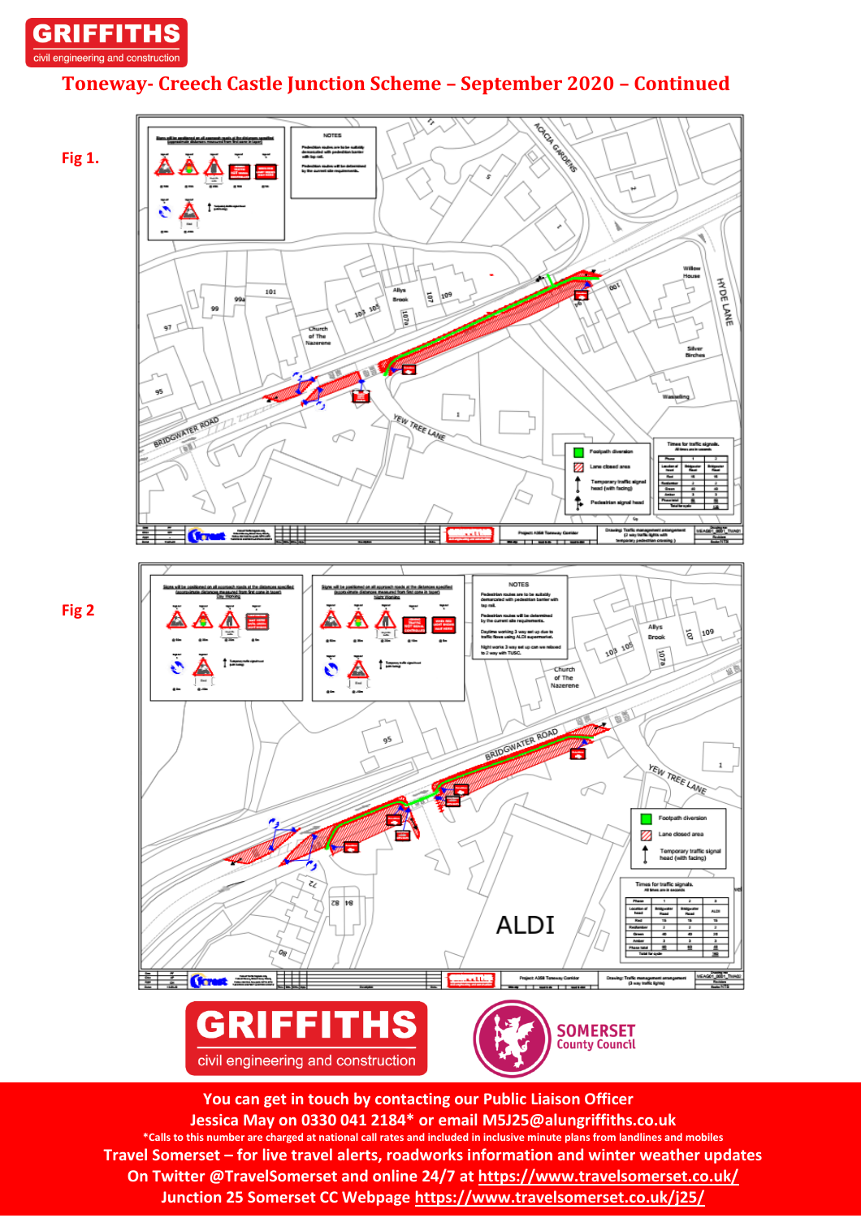# Toneway- Creech Castle Junction Scheme – September 2020 – Continued

Fig 1.

Fig 2

You can get in touch by contacting our Public Liaison Officer

Jessica May on 0330 041 2184* or email M5J25@alungriffiths.co.uk

*Calls to this number are charged at national call rates and included in inclusive minute plans from landlines and mobiles

Travel Somerset – for live travel alerts, roadworks information and winter weather updates

On Twitter @TravelSomerset and online 24/7 at https://www.travelsomerset.co.uk/

Junction 25 Somerset CC Webpage https://www.travelsomerset.co.uk/j25/